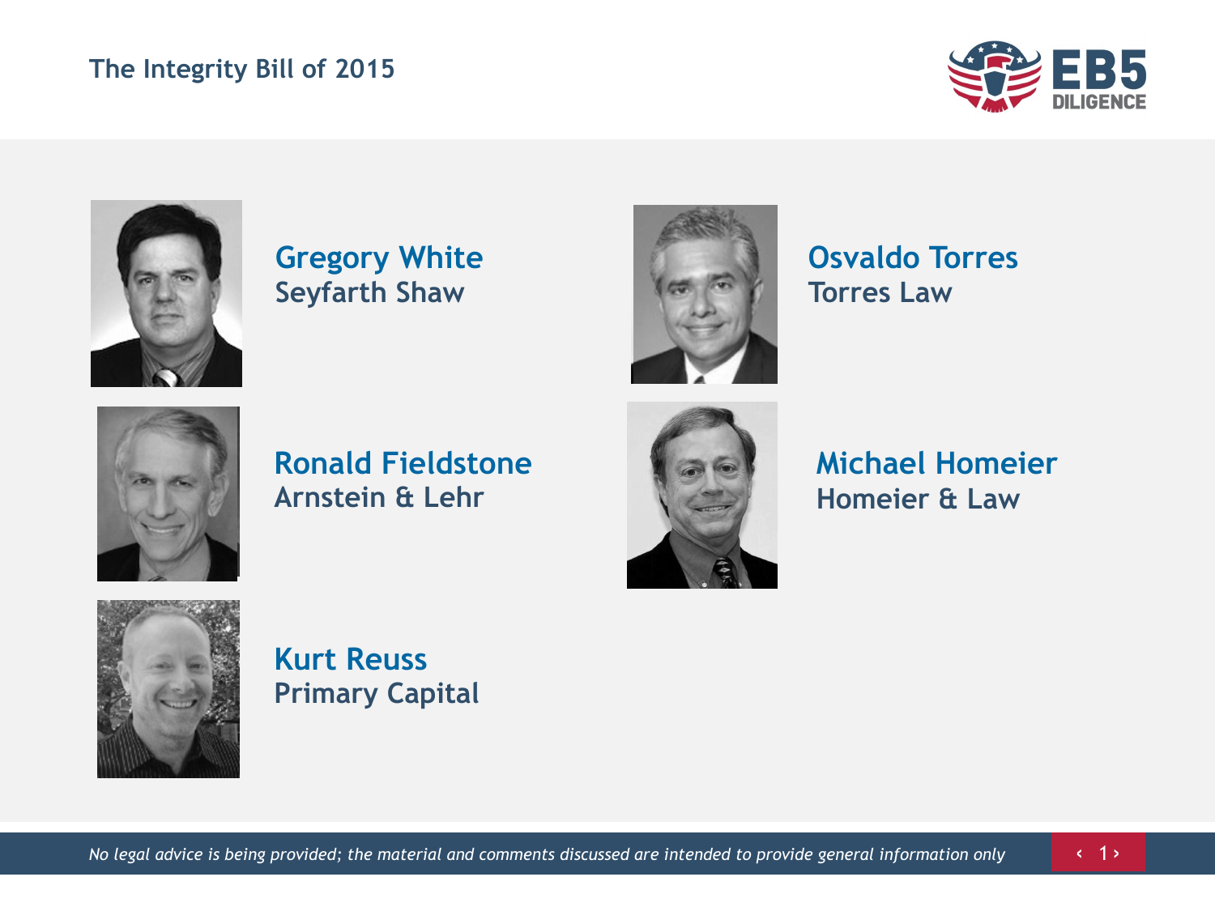# The Integrity Bill of 2015

**Gregory White**
Seyfarth Shaw

**Osvaldo Torres**
Torres Law

**Ronald Fieldstone**
Arnstein & Lehr

**Michael Homeier**
Homeier & Law

**Kurt Reuss**
Primary Capital

*No legal advice is being provided; the material and comments discussed are intended to provide general information only*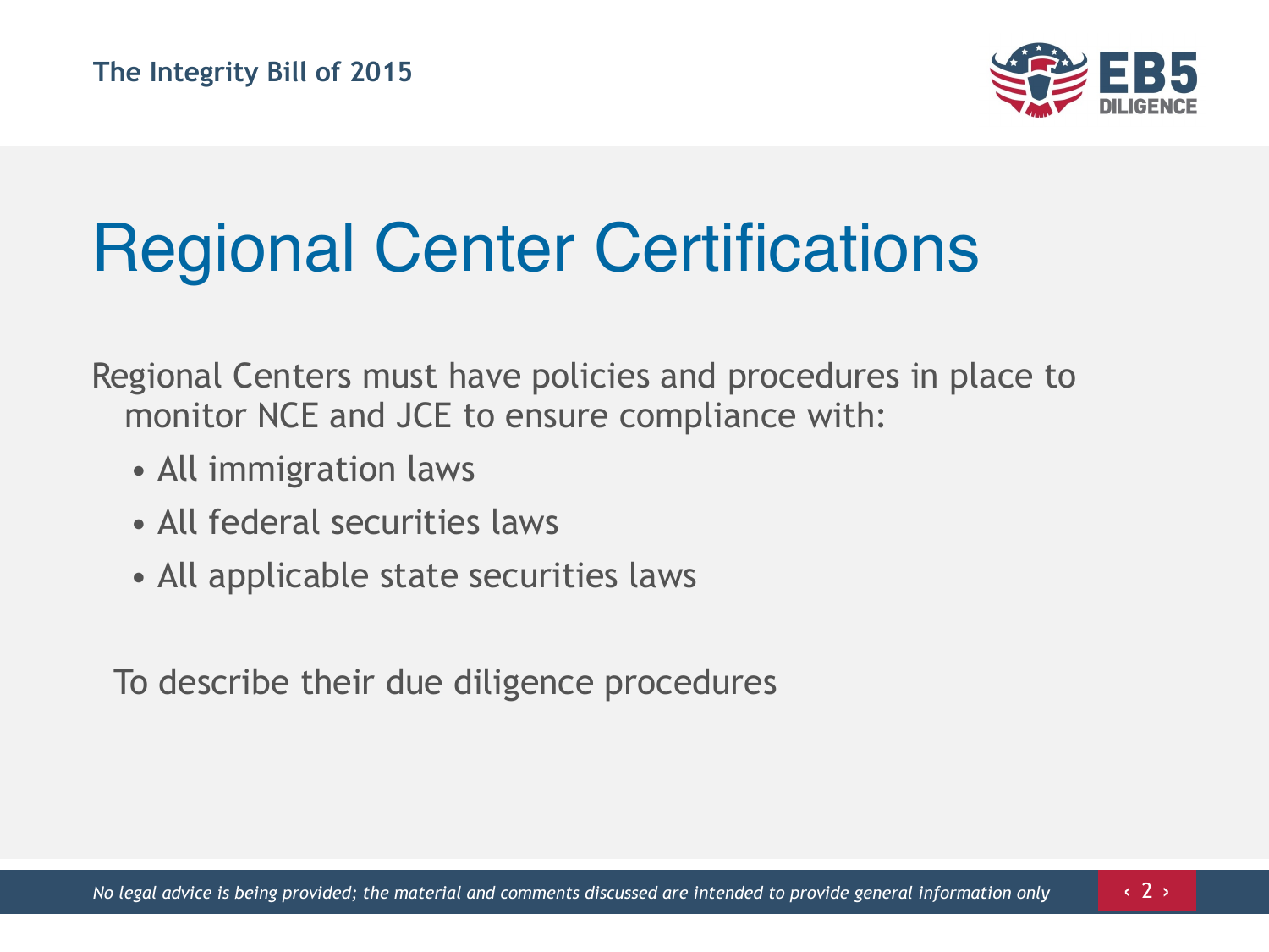# Regional Center Certifications

Regional Centers must have policies and procedures in place to monitor NCE and JCE to ensure compliance with:

- All immigration laws
- All federal securities laws
- All applicable state securities laws

To describe their due diligence procedures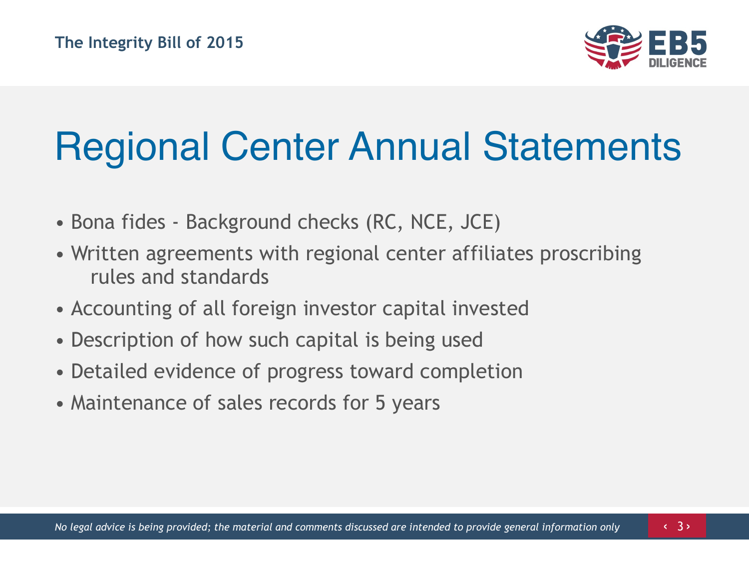# Regional Center Annual Statements

- Bona fides - Background checks (RC, NCE, JCE)
- Written agreements with regional center affiliates proscribing rules and standards
- Accounting of all foreign investor capital invested
- Description of how such capital is being used
- Detailed evidence of progress toward completion
- Maintenance of sales records for 5 years

*No legal advice is being provided; the material and comments discussed are intended to provide general information only*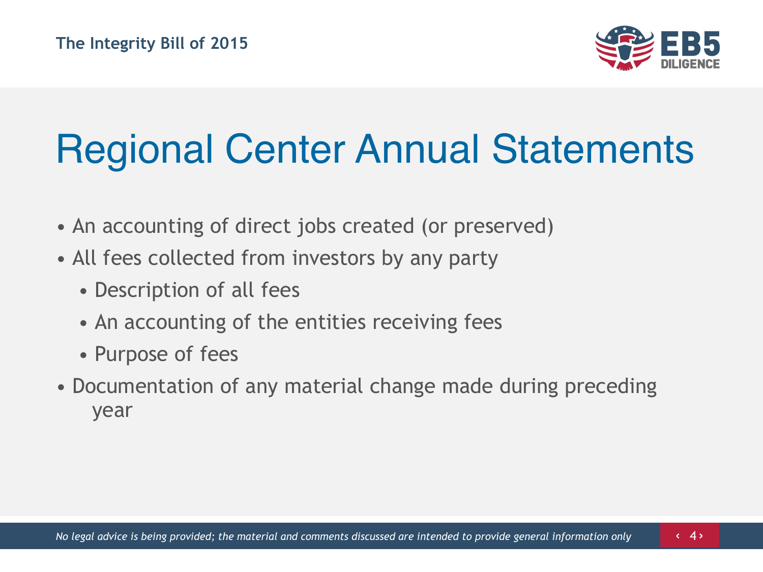# Regional Center Annual Statements

- An accounting of direct jobs created (or preserved)
- All fees collected from investors by any party
  - Description of all fees
  - An accounting of the entities receiving fees
  - Purpose of fees
- Documentation of any material change made during preceding year

*No legal advice is being provided; the material and comments discussed are intended to provide general information only*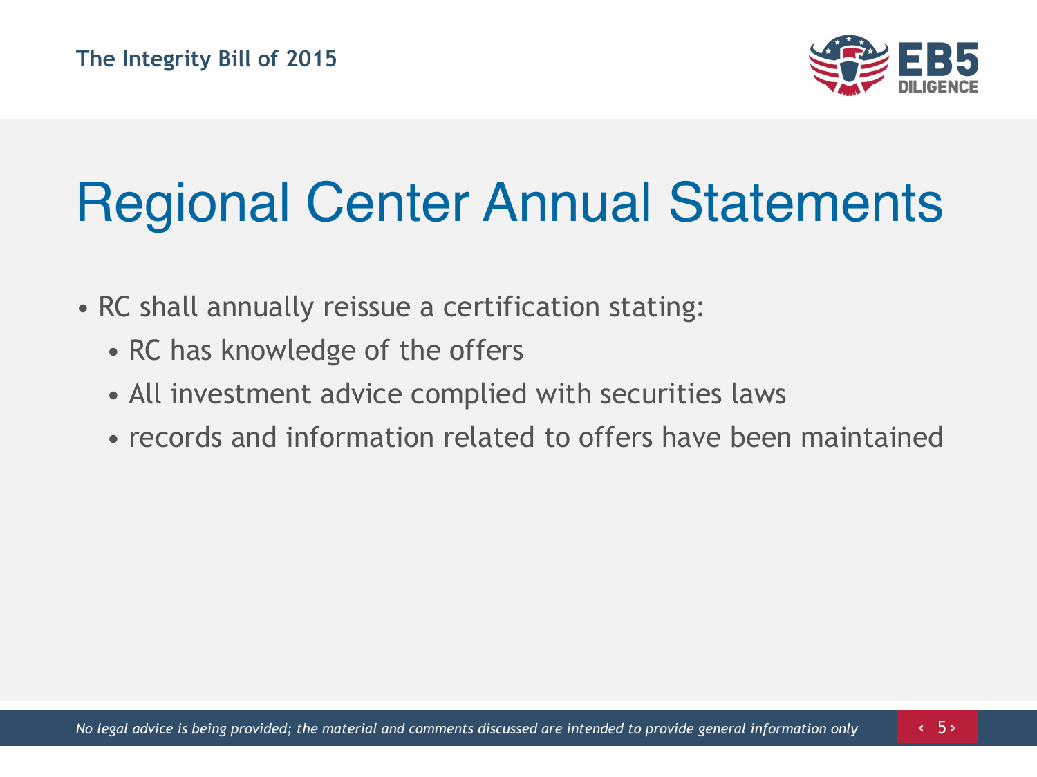# Regional Center Annual Statements

- RC shall annually reissue a certification stating:
  - RC has knowledge of the offers
  - All investment advice complied with securities laws
  - records and information related to offers have been maintained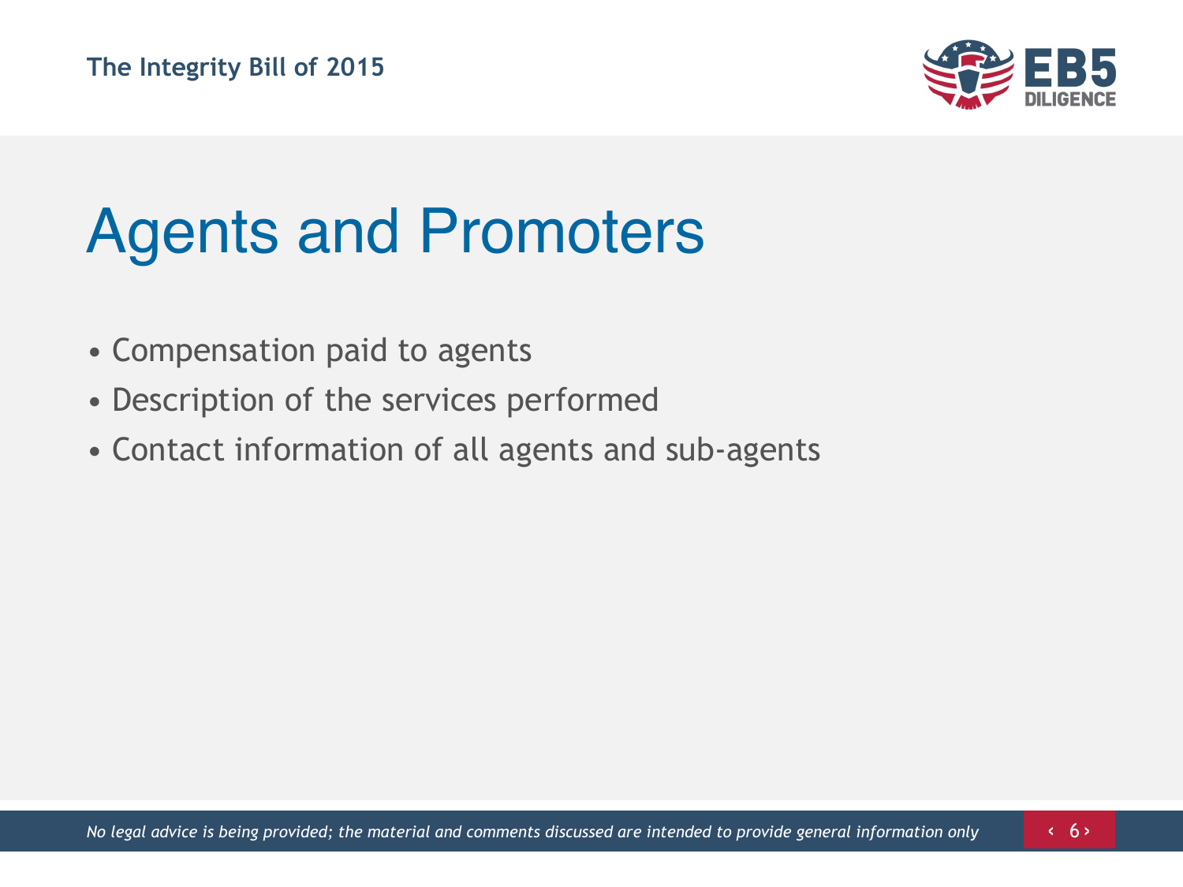# Agents and Promoters

- Compensation paid to agents
- Description of the services performed
- Contact information of all agents and sub-agents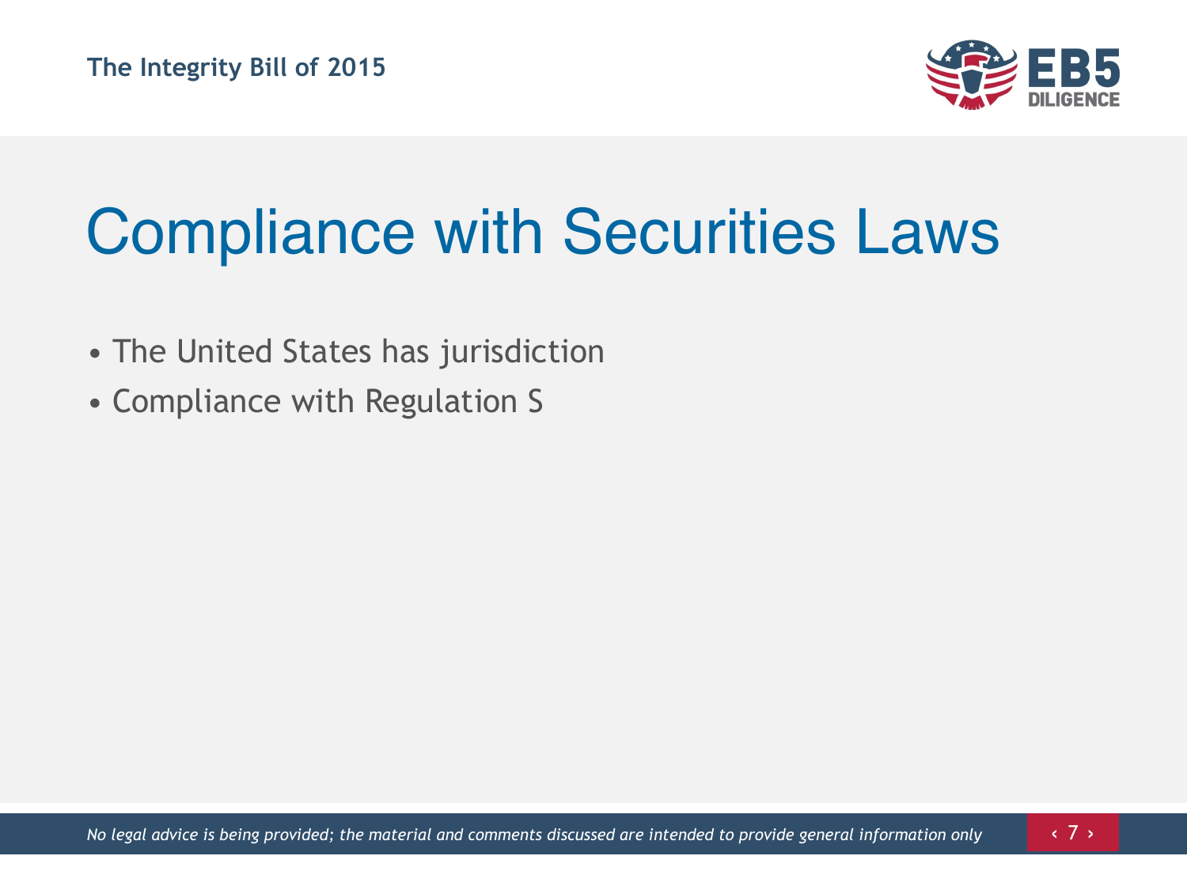# Compliance with Securities Laws

- The United States has jurisdiction
- Compliance with Regulation S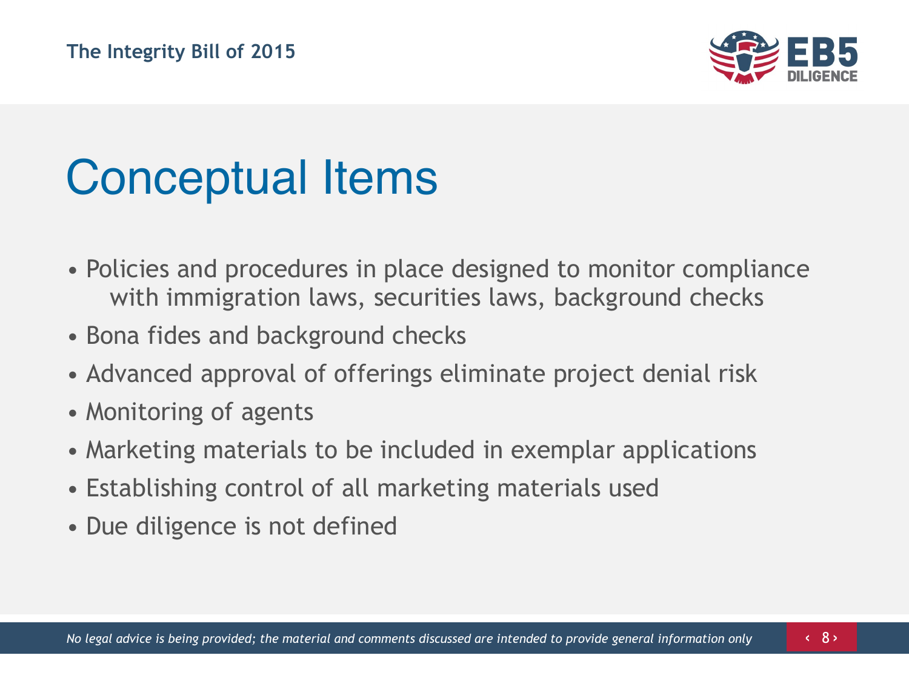# Conceptual Items

- Policies and procedures in place designed to monitor compliance with immigration laws, securities laws, background checks
- Bona fides and background checks
- Advanced approval of offerings eliminate project denial risk
- Monitoring of agents
- Marketing materials to be included in exemplar applications
- Establishing control of all marketing materials used
- Due diligence is not defined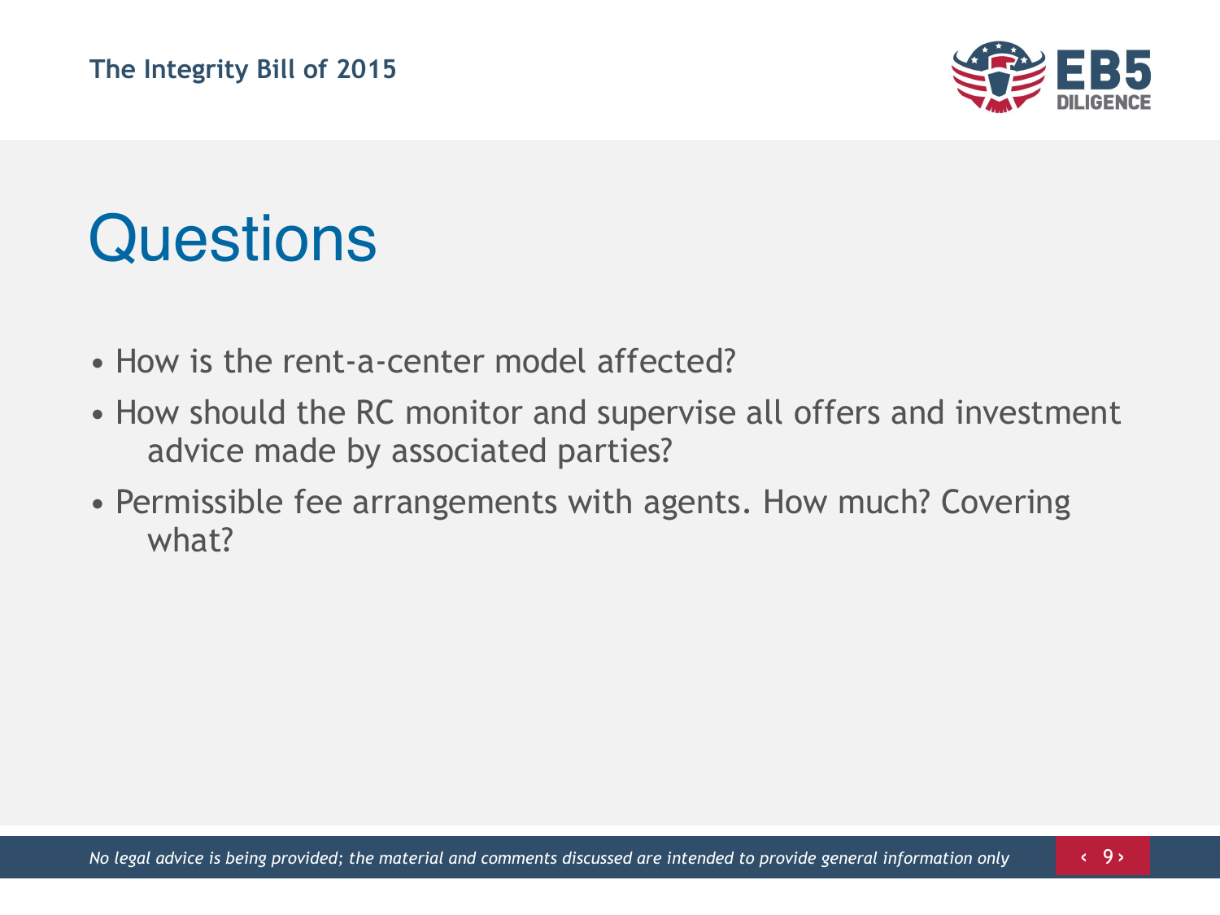# Questions

- How is the rent-a-center model affected?
- How should the RC monitor and supervise all offers and investment advice made by associated parties?
- Permissible fee arrangements with agents. How much? Covering what?